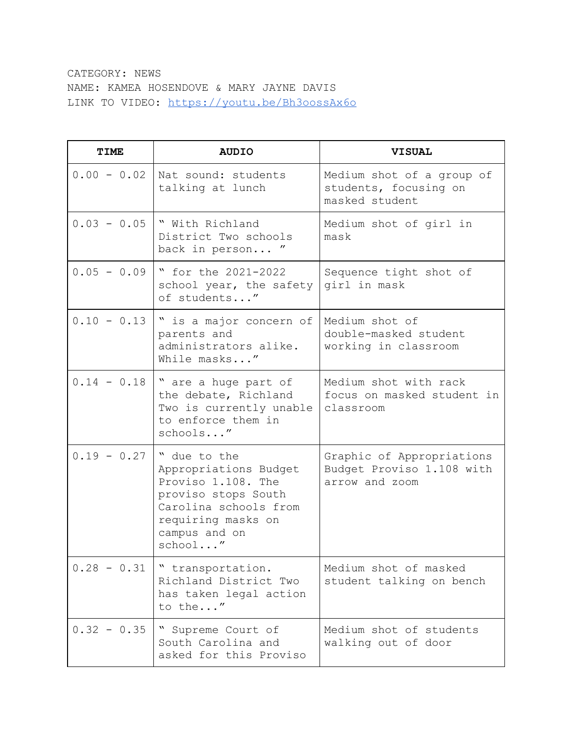CATEGORY: NEWS
NAME: KAMEA HOSENDOVE & MARY JAYNE DAVIS
LINK TO VIDEO: [https://youtu.be/Bh3oossAx6o](https://youtu.be/Bh3oossAx6o)

| TIME | AUDIO | VISUAL |
|---|---|---|
| 0.00 - 0.02 | Nat sound: students talking at lunch | Medium shot of a group of students, focusing on masked student |
| 0.03 - 0.05 | " With Richland District Two schools back in person... " | Medium shot of girl in mask |
| 0.05 - 0.09 | " for the 2021-2022 school year, the safety of students..." | Sequence tight shot of girl in mask |
| 0.10 - 0.13 | " is a major concern of parents and administrators alike. While masks..." | Medium shot of double-masked student working in classroom |
| 0.14 - 0.18 | " are a huge part of the debate, Richland Two is currently unable to enforce them in schools..." | Medium shot with rack focus on masked student in classroom |
| 0.19 - 0.27 | " due to the Appropriations Budget Proviso 1.108. The proviso stops South Carolina schools from requiring masks on campus and on school..." | Graphic of Appropriations Budget Proviso 1.108 with arrow and zoom |
| 0.28 - 0.31 | " transportation. Richland District Two has taken legal action to the..." | Medium shot of masked student talking on bench |
| 0.32 - 0.35 | " Supreme Court of South Carolina and asked for this Proviso | Medium shot of students walking out of door |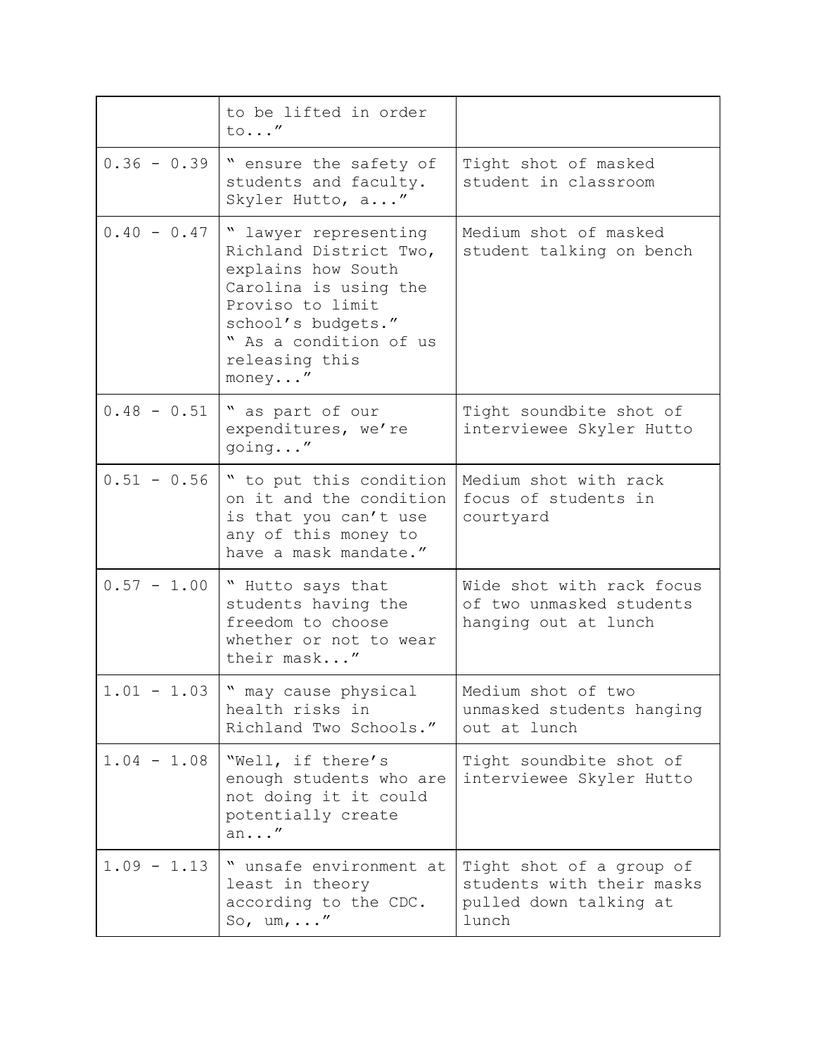| | | |
|---|---|---|
| | to be lifted in order to..." | |
| 0.36 - 0.39 | " ensure the safety of students and faculty. Skyler Hutto, a..." | Tight shot of masked student in classroom |
| 0.40 - 0.47 | " lawyer representing Richland District Two, explains how South Carolina is using the Proviso to limit school's budgets." " As a condition of us releasing this money..." | Medium shot of masked student talking on bench |
| 0.48 - 0.51 | " as part of our expenditures, we're going..." | Tight soundbite shot of interviewee Skyler Hutto |
| 0.51 - 0.56 | " to put this condition on it and the condition is that you can't use any of this money to have a mask mandate." | Medium shot with rack focus of students in courtyard |
| 0.57 - 1.00 | " Hutto says that students having the freedom to choose whether or not to wear their mask..." | Wide shot with rack focus of two unmasked students hanging out at lunch |
| 1.01 - 1.03 | " may cause physical health risks in Richland Two Schools." | Medium shot of two unmasked students hanging out at lunch |
| 1.04 - 1.08 | "Well, if there's enough students who are not doing it it could potentially create an..." | Tight soundbite shot of interviewee Skyler Hutto |
| 1.09 - 1.13 | " unsafe environment at least in theory according to the CDC. So, um,..." | Tight shot of a group of students with their masks pulled down talking at lunch |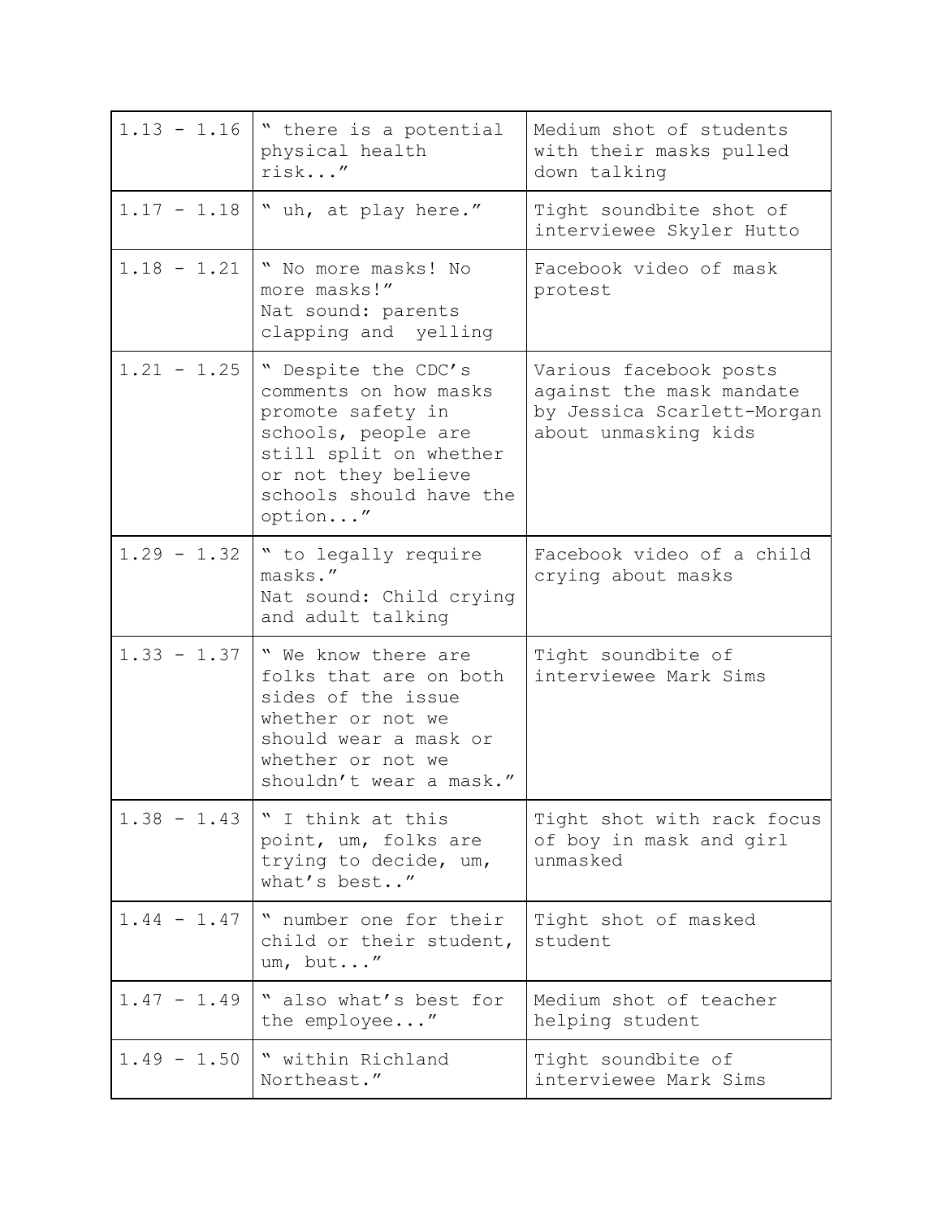| 1.13 - 1.16 | " there is a potential physical health risk..." | Medium shot of students with their masks pulled down talking |
|---|---|---|
| 1.17 - 1.18 | " uh, at play here." | Tight soundbite shot of interviewee Skyler Hutto |
| 1.18 - 1.21 | " No more masks! No more masks!" Nat sound: parents clapping and yelling | Facebook video of mask protest |
| 1.21 - 1.25 | " Despite the CDC's comments on how masks promote safety in schools, people are still split on whether or not they believe schools should have the option..." | Various facebook posts against the mask mandate by Jessica Scarlett-Morgan about unmasking kids |
| 1.29 - 1.32 | " to legally require masks." Nat sound: Child crying and adult talking | Facebook video of a child crying about masks |
| 1.33 - 1.37 | " We know there are folks that are on both sides of the issue whether or not we should wear a mask or whether or not we shouldn't wear a mask." | Tight soundbite of interviewee Mark Sims |
| 1.38 - 1.43 | " I think at this point, um, folks are trying to decide, um, what's best.." | Tight shot with rack focus of boy in mask and girl unmasked |
| 1.44 - 1.47 | " number one for their child or their student, um, but..." | Tight shot of masked student |
| 1.47 - 1.49 | " also what's best for the employee..." | Medium shot of teacher helping student |
| 1.49 - 1.50 | " within Richland Northeast." | Tight soundbite of interviewee Mark Sims |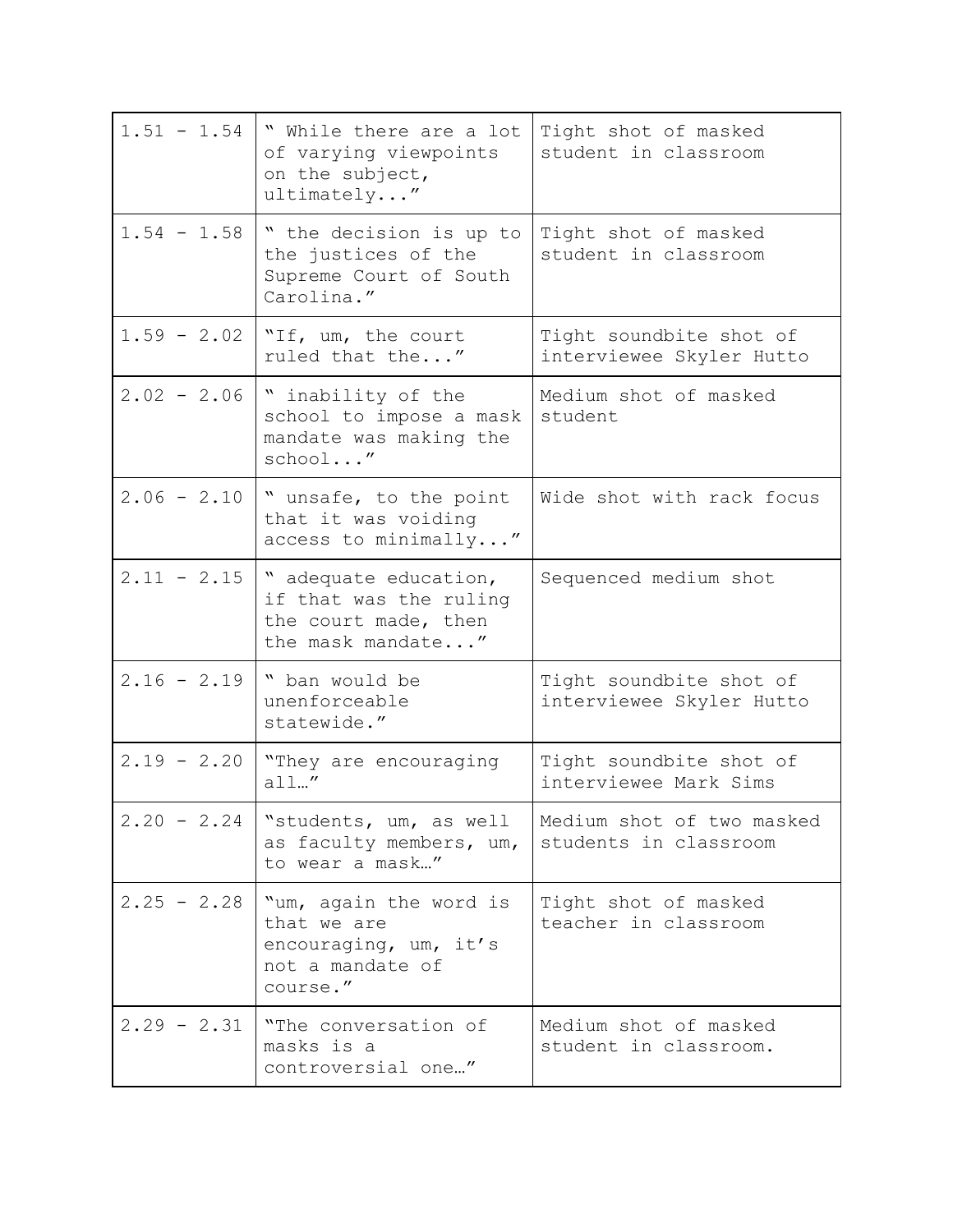| 1.51 - 1.54 | " While there are a lot of varying viewpoints on the subject, ultimately..." | Tight shot of masked student in classroom |
|---|---|---|
| 1.54 - 1.58 | " the decision is up to the justices of the Supreme Court of South Carolina." | Tight shot of masked student in classroom |
| 1.59 - 2.02 | "If, um, the court ruled that the..." | Tight soundbite shot of interviewee Skyler Hutto |
| 2.02 - 2.06 | " inability of the school to impose a mask mandate was making the school..." | Medium shot of masked student |
| 2.06 - 2.10 | " unsafe, to the point that it was voiding access to minimally..." | Wide shot with rack focus |
| 2.11 - 2.15 | " adequate education, if that was the ruling the court made, then the mask mandate..." | Sequenced medium shot |
| 2.16 - 2.19 | " ban would be unenforceable statewide." | Tight soundbite shot of interviewee Skyler Hutto |
| 2.19 - 2.20 | "They are encouraging all…" | Tight soundbite shot of interviewee Mark Sims |
| 2.20 - 2.24 | "students, um, as well as faculty members, um, to wear a mask…" | Medium shot of two masked students in classroom |
| 2.25 - 2.28 | "um, again the word is that we are encouraging, um, it's not a mandate of course." | Tight shot of masked teacher in classroom |
| 2.29 - 2.31 | "The conversation of masks is a controversial one…" | Medium shot of masked student in classroom. |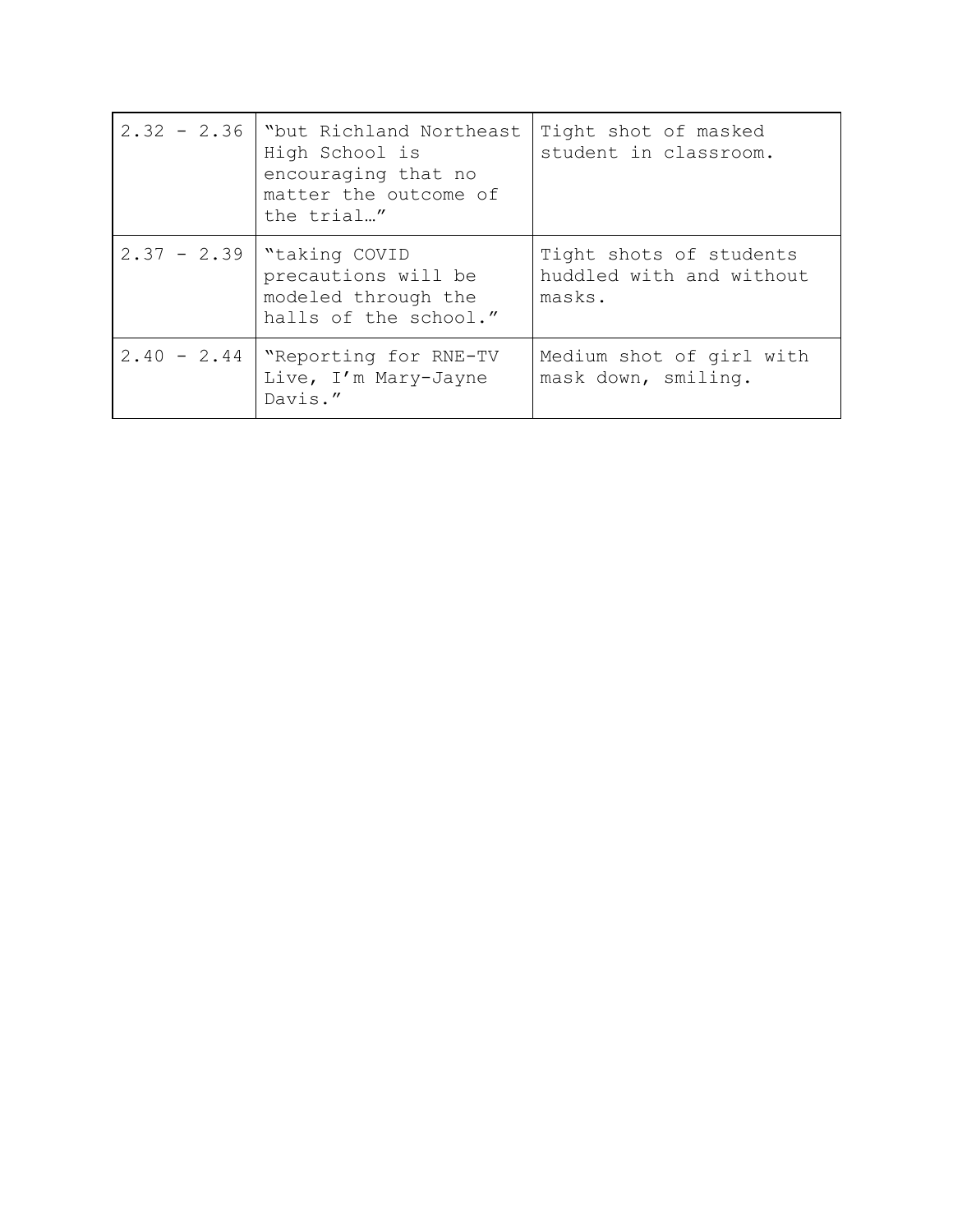| | | |
|---|---|---|
| 2.32 - 2.36 | "but Richland Northeast High School is encouraging that no matter the outcome of the trial…" | Tight shot of masked student in classroom. |
| 2.37 - 2.39 | "taking COVID precautions will be modeled through the halls of the school." | Tight shots of students huddled with and without masks. |
| 2.40 - 2.44 | "Reporting for RNE-TV Live, I'm Mary-Jayne Davis." | Medium shot of girl with mask down, smiling. |